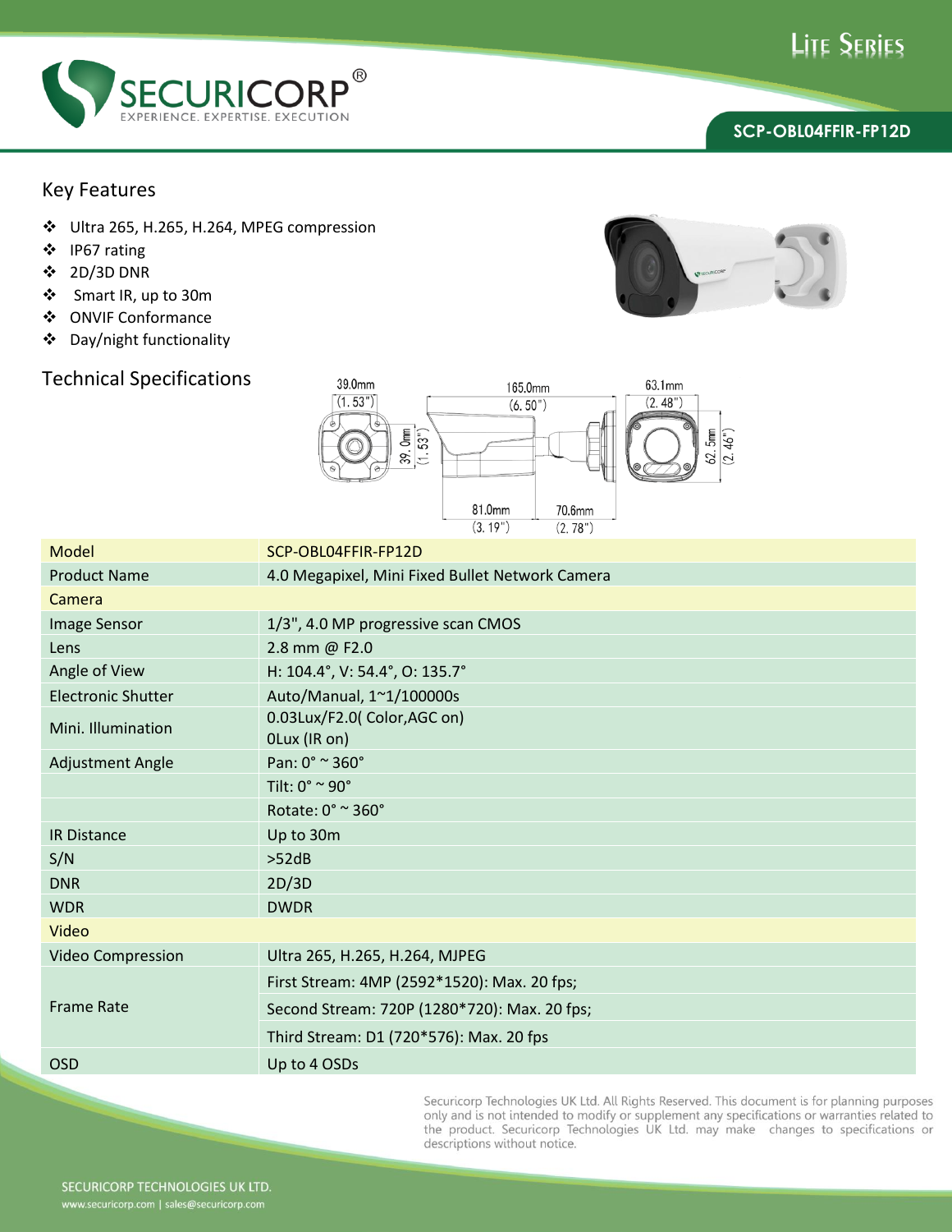SECURICORP®
EXPERIENCE. EXPERTISE. EXECUTION

LITE SERIES

**SCP-OBL04FFIR-FP12D**

## Key Features

- Ultra 265, H.265, H.264, MPEG compression
- IP67 rating
- 2D/3D DNR
- Smart IR, up to 30m
- ONVIF Conformance
- Day/night functionality

## Technical Specifications

| Model | SCP-OBL04FFIR-FP12D |
|---|---|
| Product Name | 4.0 Megapixel, Mini Fixed Bullet Network Camera |
| **Camera** | |
| Image Sensor | 1/3", 4.0 MP progressive scan CMOS |
| Lens | 2.8 mm @ F2.0 |
| Angle of View | H: 104.4°, V: 54.4°, O: 135.7° |
| Electronic Shutter | Auto/Manual, 1~1/100000s |
| Mini. Illumination | 0.03Lux/F2.0( Color,AGC on)<br>0Lux (IR on) |
| Adjustment Angle | Pan: 0° ~ 360° |
| | Tilt: 0° ~ 90° |
| | Rotate: 0° ~ 360° |
| IR Distance | Up to 30m |
| S/N | >52dB |
| DNR | 2D/3D |
| WDR | DWDR |
| **Video** | |
| Video Compression | Ultra 265, H.265, H.264, MJPEG |
| Frame Rate | First Stream: 4MP (2592*1520): Max. 20 fps; |
| | Second Stream: 720P (1280*720): Max. 20 fps; |
| | Third Stream: D1 (720*576): Max. 20 fps |
| OSD | Up to 4 OSDs |

Securicorp Technologies UK Ltd. All Rights Reserved. This document is for planning purposes only and is not intended to modify or supplement any specifications or warranties related to the product. Securicorp Technologies UK Ltd. may make changes to specifications or descriptions without notice.

SECURICORP TECHNOLOGIES UK LTD.
www.securicorp.com | sales@securicorp.com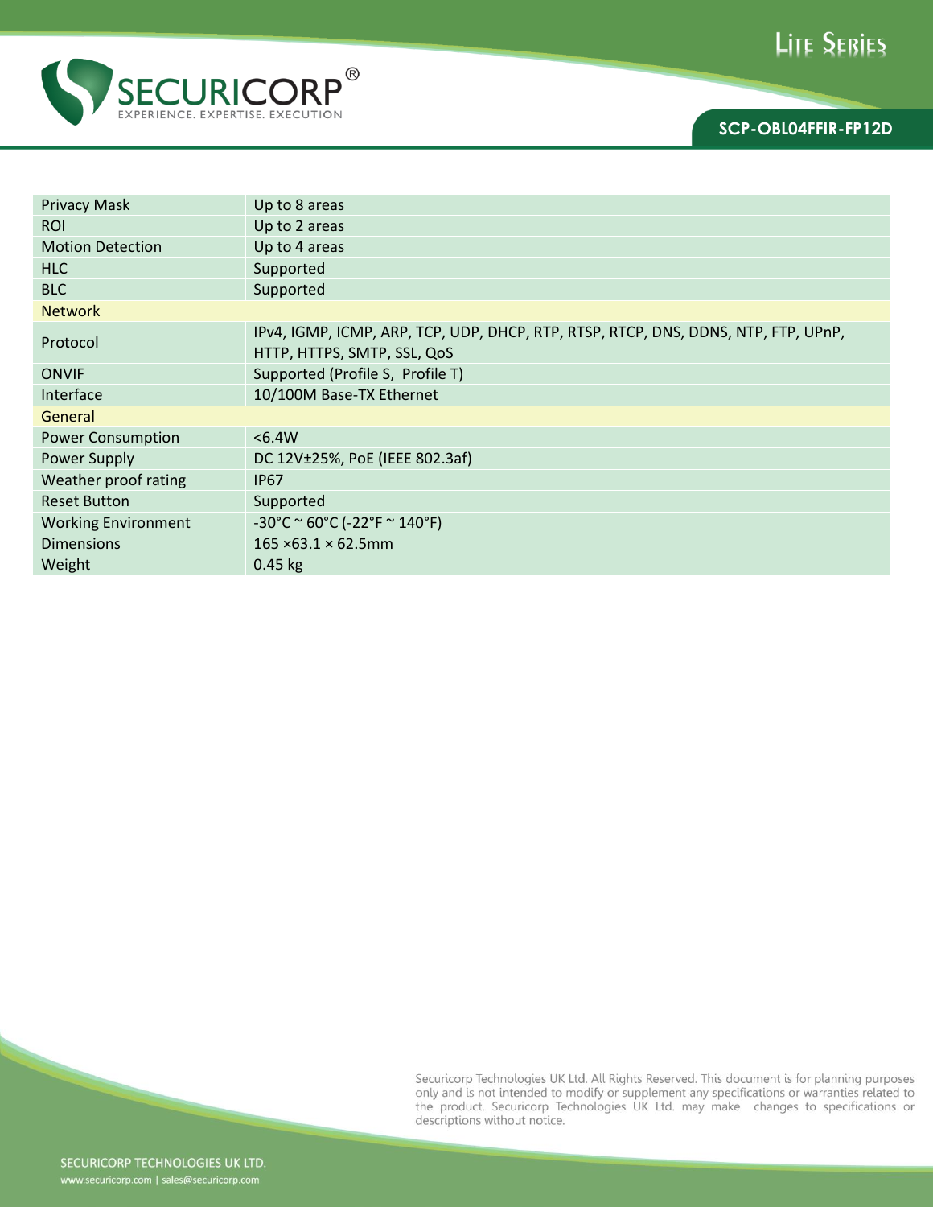| | |
|---|---|
| Privacy Mask | Up to 8 areas |
| ROI | Up to 2 areas |
| Motion Detection | Up to 4 areas |
| HLC | Supported |
| BLC | Supported |
| Network | |
| Protocol | IPv4, IGMP, ICMP, ARP, TCP, UDP, DHCP, RTP, RTSP, RTCP, DNS, DDNS, NTP, FTP, UPnP, HTTP, HTTPS, SMTP, SSL, QoS |
| ONVIF | Supported (Profile S, Profile T) |
| Interface | 10/100M Base-TX Ethernet |
| General | |
| Power Consumption | <6.4W |
| Power Supply | DC 12V±25%, PoE (IEEE 802.3af) |
| Weather proof rating | IP67 |
| Reset Button | Supported |
| Working Environment | -30°C ~ 60°C (-22°F ~ 140°F) |
| Dimensions | 165 ×63.1 × 62.5mm |
| Weight | 0.45 kg |

Securicorp Technologies UK Ltd. All Rights Reserved. This document is for planning purposes only and is not intended to modify or supplement any specifications or warranties related to the product. Securicorp Technologies UK Ltd. may make changes to specifications or descriptions without notice.